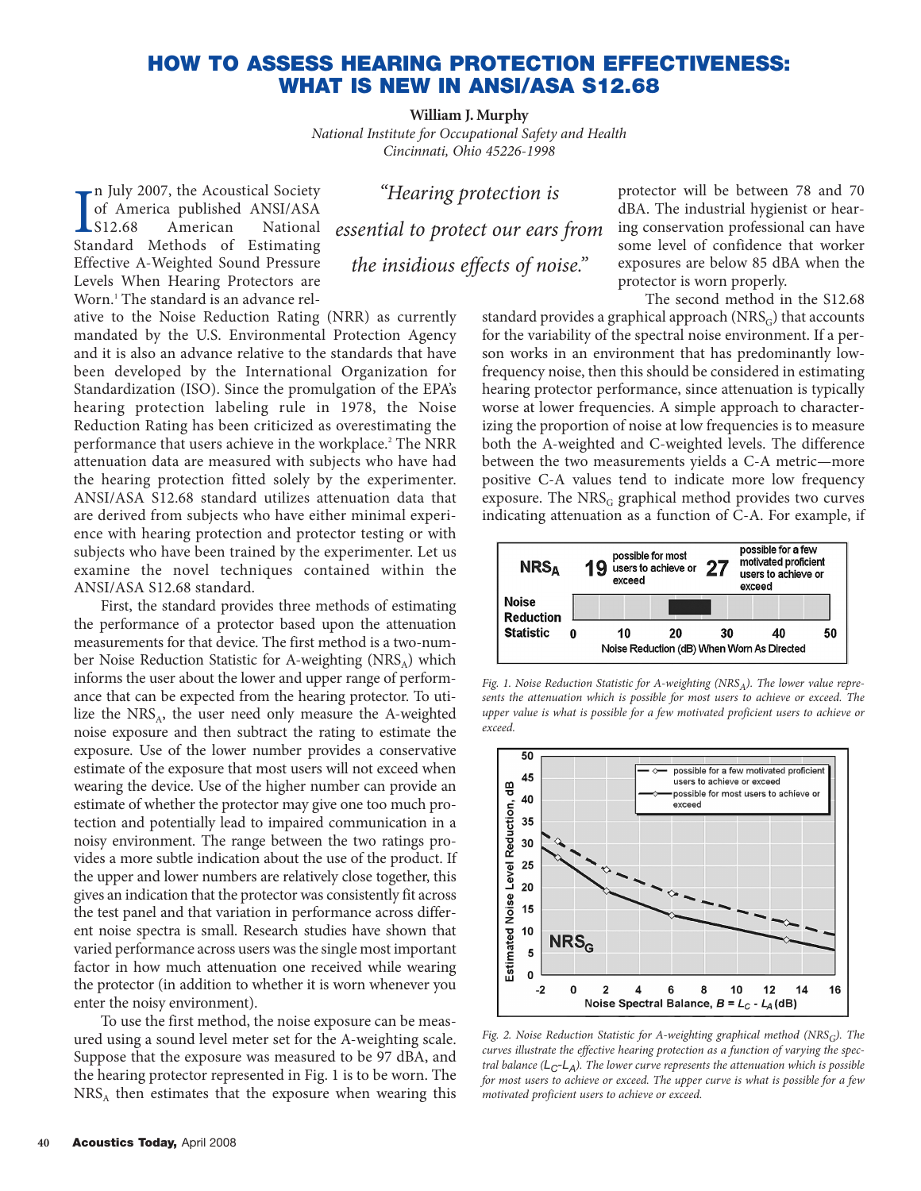# HOW TO ASSESS HEARING PROTECTION EFFECTIVENESS: WHAT IS NEW IN ANSI/ASA S12.68

**William J. Murphy**

*National Institute for Occupational Safety and Health*
*Cincinnati, Ohio 45226-1998*

> *"Hearing protection is essential to protect our ears from the insidious effects of noise."*

In July 2007, the Acoustical Society of America published ANSI/ASA S12.68 American National Standard Methods of Estimating Effective A-Weighted Sound Pressure Levels When Hearing Protectors are Worn.[1] The standard is an advance relative to the Noise Reduction Rating (NRR) as currently mandated by the U.S. Environmental Protection Agency and it is also an advance relative to the standards that have been developed by the International Organization for Standardization (ISO). Since the promulgation of the EPA's hearing protection labeling rule in 1978, the Noise Reduction Rating has been criticized as overestimating the performance that users achieve in the workplace.[2] The NRR attenuation data are measured with subjects who have had the hearing protection fitted solely by the experimenter. ANSI/ASA S12.68 standard utilizes attenuation data that are derived from subjects who have either minimal experience with hearing protection and protector testing or with subjects who have been trained by the experimenter. Let us examine the novel techniques contained within the ANSI/ASA S12.68 standard.

First, the standard provides three methods of estimating the performance of a protector based upon the attenuation measurements for that device. The first method is a two-number Noise Reduction Statistic for A-weighting ($NRS_A$) which informs the user about the lower and upper range of performance that can be expected from the hearing protector. To utilize the $NRS_A$, the user need only measure the A-weighted noise exposure and then subtract the rating to estimate the exposure. Use of the lower number provides a conservative estimate of the exposure that most users will not exceed when wearing the device. Use of the higher number can provide an estimate of whether the protector may give one too much protection and potentially lead to impaired communication in a noisy environment. The range between the two ratings provides a more subtle indication about the use of the product. If the upper and lower numbers are relatively close together, this gives an indication that the protector was consistently fit across the test panel and that variation in performance across different noise spectra is small. Research studies have shown that varied performance across users was the single most important factor in how much attenuation one received while wearing the protector (in addition to whether it is worn whenever you enter the noisy environment).

To use the first method, the noise exposure can be measured using a sound level meter set for the A-weighting scale. Suppose that the exposure was measured to be 97 dBA, and the hearing protector represented in Fig. 1 is to be worn. The $NRS_A$ then estimates that the exposure when wearing this protector will be between 78 and 70 dBA. The industrial hygienist or hearing conservation professional can have some level of confidence that worker exposures are below 85 dBA when the protector is worn properly.

The second method in the S12.68 standard provides a graphical approach ($NRS_G$) that accounts for the variability of the spectral noise environment. If a person works in an environment that has predominantly low-frequency noise, then this should be considered in estimating hearing protector performance, since attenuation is typically worse at lower frequencies. A simple approach to characterizing the proportion of noise at low frequencies is to measure both the A-weighted and C-weighted levels. The difference between the two measurements yields a C-A metric—more positive C-A values tend to indicate more low frequency exposure. The $NRS_G$ graphical method provides two curves indicating attenuation as a function of C-A. For example, if

Fig. 1. Noise Reduction Statistic for A-weighting ($NRS_A$). The lower value represents the attenuation which is possible for most users to achieve or exceed. The upper value is what is possible for a few motivated proficient users to achieve or exceed.

Fig. 2. Noise Reduction Statistic for A-weighting graphical method ($NRS_G$). The curves illustrate the effective hearing protection as a function of varying the spectral balance ($L_C$-$L_A$). The lower curve represents the attenuation which is possible for most users to achieve or exceed. The upper curve is what is possible for a few motivated proficient users to achieve or exceed.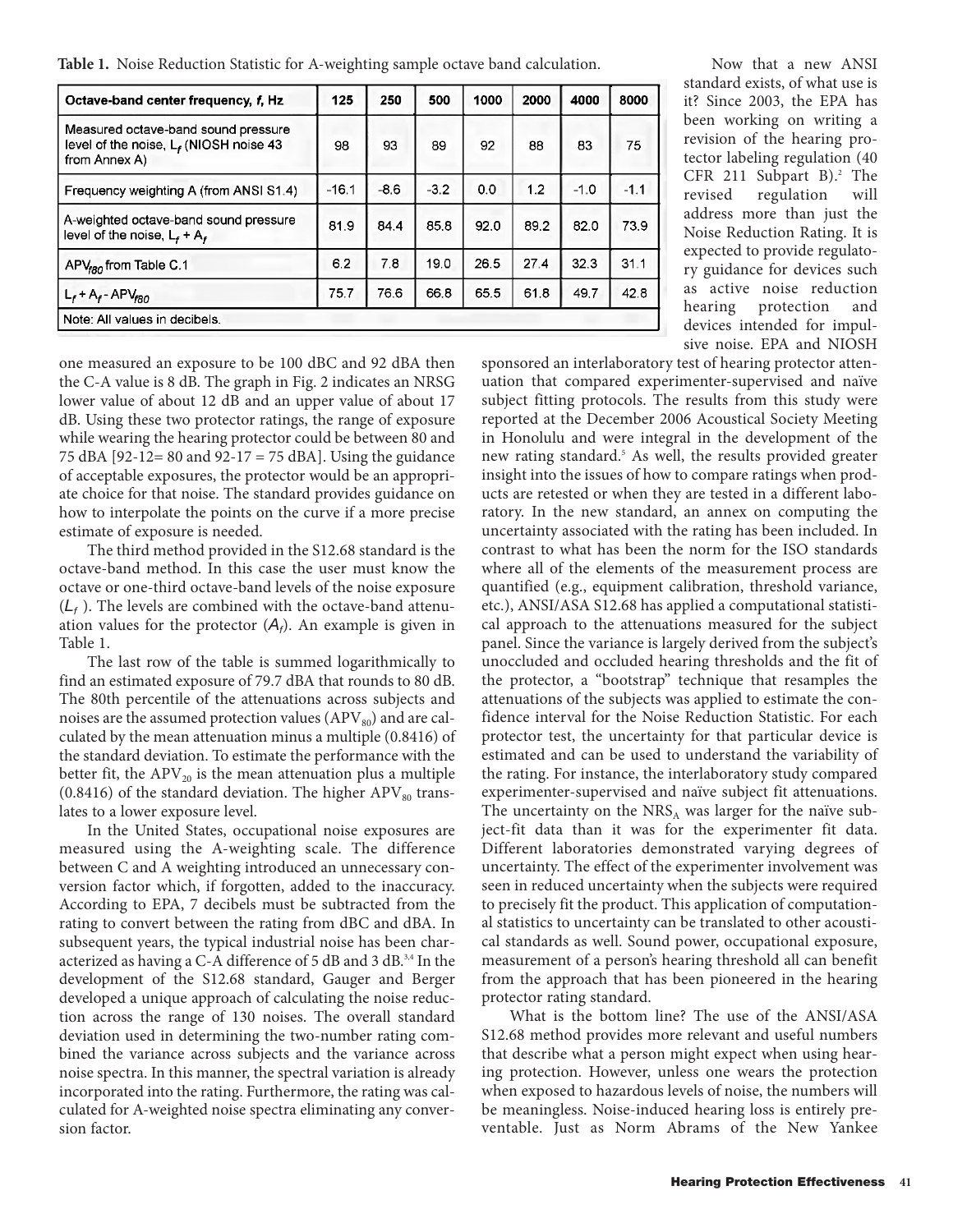**Table 1.** Noise Reduction Statistic for A-weighting sample octave band calculation.

| Octave-band center frequency, $f$, Hz | 125 | 250 | 500 | 1000 | 2000 | 4000 | 8000 |
|---|---|---|---|---|---|---|---|
| Measured octave-band sound pressure level of the noise, $L_f$ (NIOSH noise 43 from Annex A) | 98 | 93 | 89 | 92 | 88 | 83 | 75 |
| Frequency weighting A (from ANSI S1.4) | -16.1 | -8.6 | -3.2 | 0.0 | 1.2 | -1.0 | -1.1 |
| A-weighted octave-band sound pressure level of the noise, $L_f + A_f$ | 81.9 | 84.4 | 85.8 | 92.0 | 89.2 | 82.0 | 73.9 |
| $APV_{f80}$ from Table C.1 | 6.2 | 7.8 | 19.0 | 26.5 | 27.4 | 32.3 | 31.1 |
| $L_f + A_f - APV_{f80}$ | 75.7 | 76.6 | 66.8 | 65.5 | 61.8 | 49.7 | 42.8 |

Note: All values in decibels.

one measured an exposure to be 100 dBC and 92 dBA then the C-A value is 8 dB. The graph in Fig. 2 indicates an NRSG lower value of about 12 dB and an upper value of about 17 dB. Using these two protector ratings, the range of exposure while wearing the hearing protector could be between 80 and 75 dBA [92-12= 80 and 92-17 = 75 dBA]. Using the guidance of acceptable exposures, the protector would be an appropriate choice for that noise. The standard provides guidance on how to interpolate the points on the curve if a more precise estimate of exposure is needed.

The third method provided in the S12.68 standard is the octave-band method. In this case the user must know the octave or one-third octave-band levels of the noise exposure ($L_f$). The levels are combined with the octave-band attenuation values for the protector ($A_f$). An example is given in Table 1.

The last row of the table is summed logarithmically to find an estimated exposure of 79.7 dBA that rounds to 80 dB. The 80th percentile of the attenuations across subjects and noises are the assumed protection values ($APV_{80}$) and are calculated by the mean attenuation minus a multiple (0.8416) of the standard deviation. To estimate the performance with the better fit, the $APV_{20}$ is the mean attenuation plus a multiple (0.8416) of the standard deviation. The higher $APV_{80}$ translates to a lower exposure level.

In the United States, occupational noise exposures are measured using the A-weighting scale. The difference between C and A weighting introduced an unnecessary conversion factor which, if forgotten, added to the inaccuracy. According to EPA, 7 decibels must be subtracted from the rating to convert between the rating from dBC and dBA. In subsequent years, the typical industrial noise has been characterized as having a C-A difference of 5 dB and 3 dB.[3,4] In the development of the S12.68 standard, Gauger and Berger developed a unique approach of calculating the noise reduction across the range of 130 noises. The overall standard deviation used in determining the two-number rating combined the variance across subjects and the variance across noise spectra. In this manner, the spectral variation is already incorporated into the rating. Furthermore, the rating was calculated for A-weighted noise spectra eliminating any conversion factor.

Now that a new ANSI standard exists, of what use is it? Since 2003, the EPA has been working on writing a revision of the hearing protector labeling regulation (40 CFR 211 Subpart B).[2] The revised regulation will address more than just the Noise Reduction Rating. It is expected to provide regulatory guidance for devices such as active noise reduction hearing protection and devices intended for impulsive noise. EPA and NIOSH sponsored an interlaboratory test of hearing protector attenuation that compared experimenter-supervised and naïve subject fitting protocols. The results from this study were reported at the December 2006 Acoustical Society Meeting in Honolulu and were integral in the development of the new rating standard.[5] As well, the results provided greater insight into the issues of how to compare ratings when products are retested or when they are tested in a different laboratory. In the new standard, an annex on computing the uncertainty associated with the rating has been included. In contrast to what has been the norm for the ISO standards where all of the elements of the measurement process are quantified (e.g., equipment calibration, threshold variance, etc.), ANSI/ASA S12.68 has applied a computational statistical approach to the attenuations measured for the subject panel. Since the variance is largely derived from the subject's unoccluded and occluded hearing thresholds and the fit of the protector, a "bootstrap" technique that resamples the attenuations of the subjects was applied to estimate the confidence interval for the Noise Reduction Statistic. For each protector test, the uncertainty for that particular device is estimated and can be used to understand the variability of the rating. For instance, the interlaboratory study compared experimenter-supervised and naïve subject fit attenuations. The uncertainty on the $NRS_A$ was larger for the naïve subject-fit data than it was for the experimenter fit data. Different laboratories demonstrated varying degrees of uncertainty. The effect of the experimenter involvement was seen in reduced uncertainty when the subjects were required to precisely fit the product. This application of computational statistics to uncertainty can be translated to other acoustical standards as well. Sound power, occupational exposure, measurement of a person's hearing threshold all can benefit from the approach that has been pioneered in the hearing protector rating standard.

What is the bottom line? The use of the ANSI/ASA S12.68 method provides more relevant and useful numbers that describe what a person might expect when using hearing protection. However, unless one wears the protection when exposed to hazardous levels of noise, the numbers will be meaningless. Noise-induced hearing loss is entirely preventable. Just as Norm Abrams of the New Yankee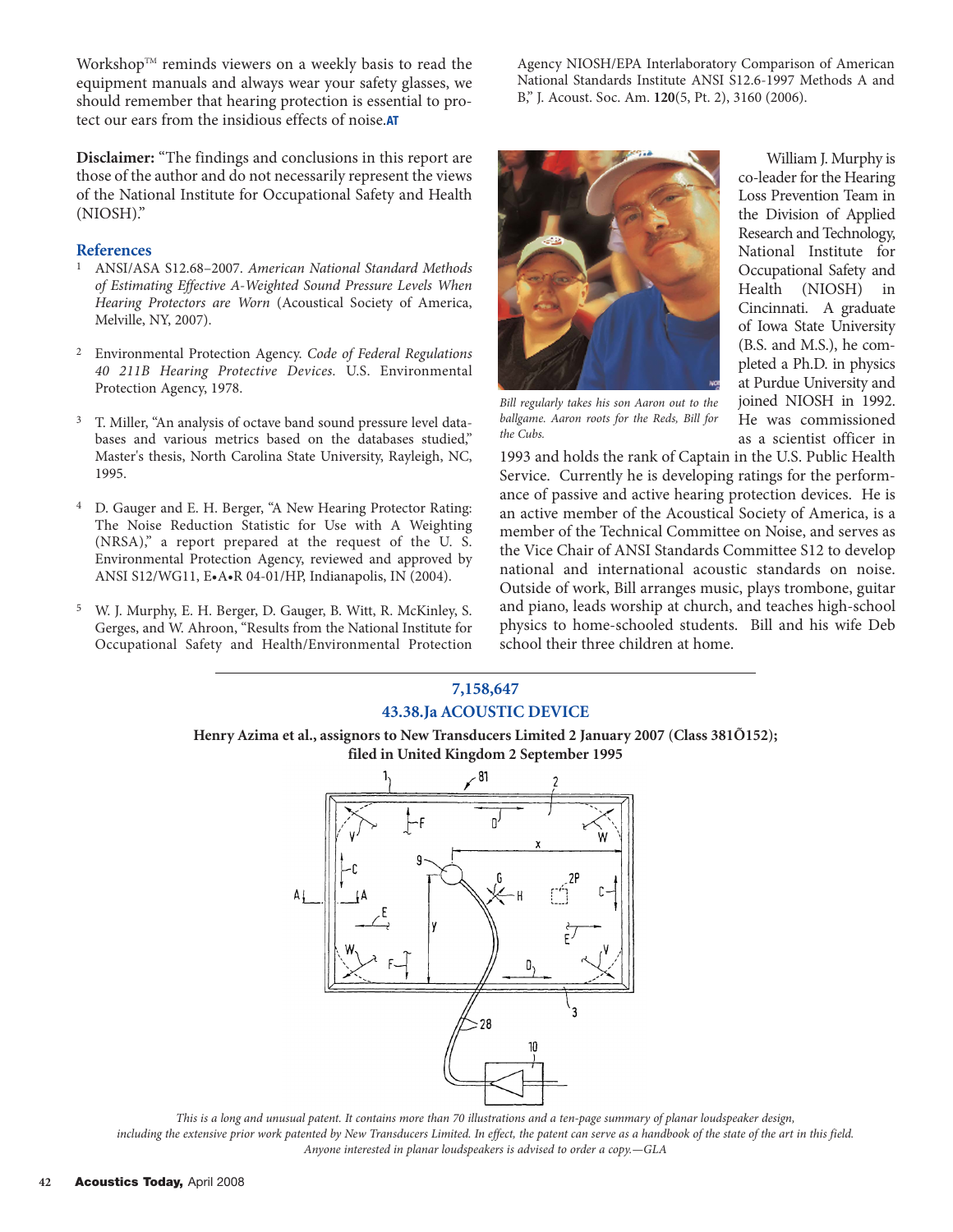Workshop™ reminds viewers on a weekly basis to read the equipment manuals and always wear your safety glasses, we should remember that hearing protection is essential to protect our ears from the insidious effects of noise.**AT**

**Disclaimer:** "The findings and conclusions in this report are those of the author and do not necessarily represent the views of the National Institute for Occupational Safety and Health (NIOSH)."

## References

1. ANSI/ASA S12.68–2007. *American National Standard Methods of Estimating Effective A-Weighted Sound Pressure Levels When Hearing Protectors are Worn* (Acoustical Society of America, Melville, NY, 2007).

2. Environmental Protection Agency. *Code of Federal Regulations 40 211B Hearing Protective Devices.* U.S. Environmental Protection Agency, 1978.

3. T. Miller, "An analysis of octave band sound pressure level databases and various metrics based on the databases studied," Master's thesis, North Carolina State University, Rayleigh, NC, 1995.

4. D. Gauger and E. H. Berger, "A New Hearing Protector Rating: The Noise Reduction Statistic for Use with A Weighting (NRSA)," a report prepared at the request of the U. S. Environmental Protection Agency, reviewed and approved by ANSI S12/WG11, E•A•R 04-01/HP, Indianapolis, IN (2004).

5. W. J. Murphy, E. H. Berger, D. Gauger, B. Witt, R. McKinley, S. Gerges, and W. Ahroon, "Results from the National Institute for Occupational Safety and Health/Environmental Protection Agency NIOSH/EPA Interlaboratory Comparison of American National Standards Institute ANSI S12.6-1997 Methods A and B," J. Acoust. Soc. Am. **120**(5, Pt. 2), 3160 (2006).

*Bill regularly takes his son Aaron out to the ballgame. Aaron roots for the Reds, Bill for the Cubs.*

William J. Murphy is co-leader for the Hearing Loss Prevention Team in the Division of Applied Research and Technology, National Institute for Occupational Safety and Health (NIOSH) in Cincinnati. A graduate of Iowa State University (B.S. and M.S.), he completed a Ph.D. in physics at Purdue University and joined NIOSH in 1992. He was commissioned as a scientist officer in 1993 and holds the rank of Captain in the U.S. Public Health Service. Currently he is developing ratings for the performance of passive and active hearing protection devices. He is an active member of the Acoustical Society of America, is a member of the Technical Committee on Noise, and serves as the Vice Chair of ANSI Standards Committee S12 to develop national and international acoustic standards on noise. Outside of work, Bill arranges music, plays trombone, guitar and piano, leads worship at church, and teaches high-school physics to home-schooled students. Bill and his wife Deb school their three children at home.

---

**7,158,647**

**43.38.Ja ACOUSTIC DEVICE**

**Henry Azima et al., assignors to New Transducers Limited 2 January 2007 (Class 381Õ152); filed in United Kingdom 2 September 1995**

*This is a long and unusual patent. It contains more than 70 illustrations and a ten-page summary of planar loudspeaker design, including the extensive prior work patented by New Transducers Limited. In effect, the patent can serve as a handbook of the state of the art in this field. Anyone interested in planar loudspeakers is advised to order a copy.—GLA*